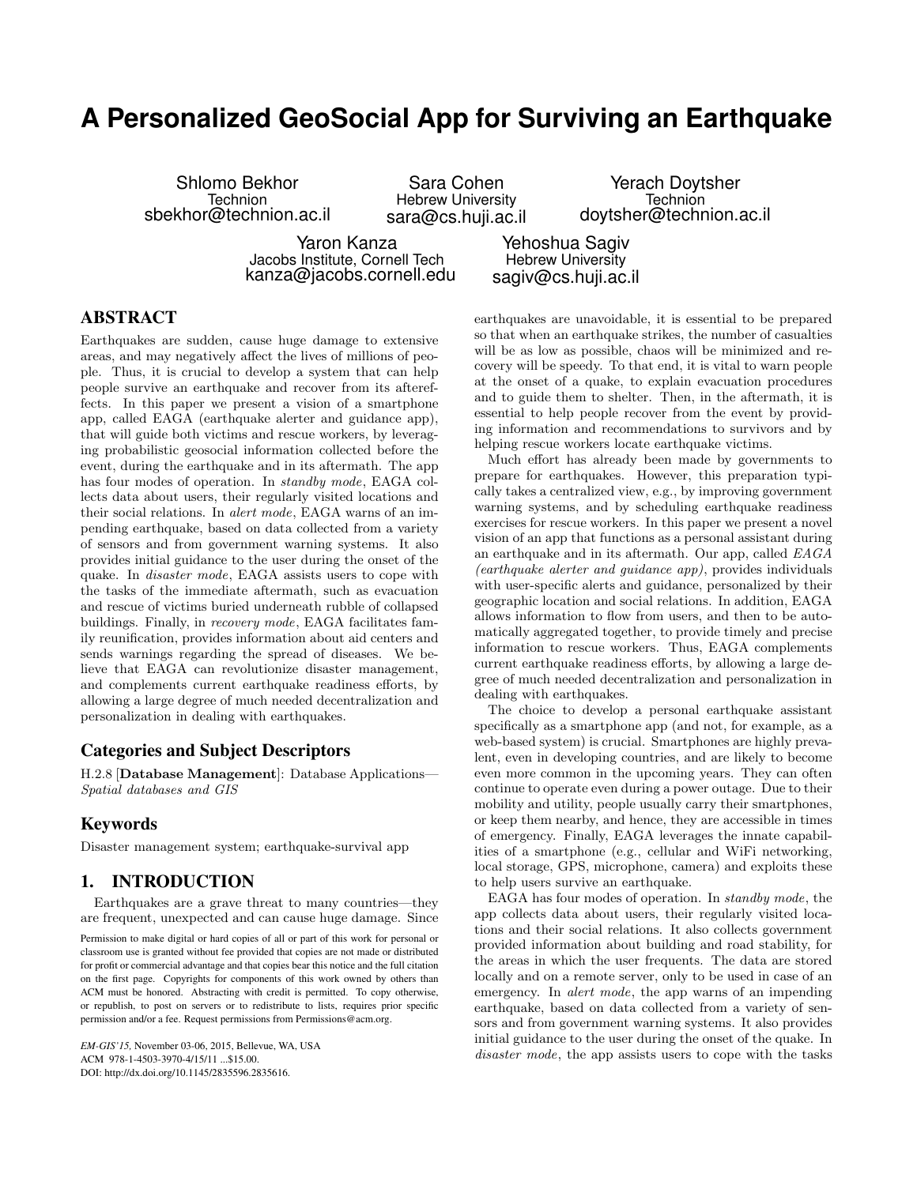# A Personalized GeoSocial App for Surviving an Earthquake

Shlomo Bekhor
Technion
sbekhor@technion.ac.il

Sara Cohen
Hebrew University
sara@cs.huji.ac.il

Yerach Doytsher
Technion
doytsher@technion.ac.il

Yaron Kanza
Jacobs Institute, Cornell Tech
kanza@jacobs.cornell.edu

Yehoshua Sagiv
Hebrew University
sagiv@cs.huji.ac.il

## ABSTRACT

Earthquakes are sudden, cause huge damage to extensive areas, and may negatively affect the lives of millions of people. Thus, it is crucial to develop a system that can help people survive an earthquake and recover from its aftereffects. In this paper we present a vision of a smartphone app, called EAGA (earthquake alerter and guidance app), that will guide both victims and rescue workers, by leveraging probabilistic geosocial information collected before the event, during the earthquake and in its aftermath. The app has four modes of operation. In *standby mode*, EAGA collects data about users, their regularly visited locations and their social relations. In *alert mode*, EAGA warns of an impending earthquake, based on data collected from a variety of sensors and from government warning systems. It also provides initial guidance to the user during the onset of the quake. In *disaster mode*, EAGA assists users to cope with the tasks of the immediate aftermath, such as evacuation and rescue of victims buried underneath rubble of collapsed buildings. Finally, in *recovery mode*, EAGA facilitates family reunification, provides information about aid centers and sends warnings regarding the spread of diseases. We believe that EAGA can revolutionize disaster management, and complements current earthquake readiness efforts, by allowing a large degree of much needed decentralization and personalization in dealing with earthquakes.

### Categories and Subject Descriptors

H.2.8 [**Database Management**]: Database Applications—*Spatial databases and GIS*

### Keywords

Disaster management system; earthquake-survival app

## 1. INTRODUCTION

Earthquakes are a grave threat to many countries—they are frequent, unexpected and can cause huge damage. Since earthquakes are unavoidable, it is essential to be prepared so that when an earthquake strikes, the number of casualties will be as low as possible, chaos will be minimized and recovery will be speedy. To that end, it is vital to warn people at the onset of a quake, to explain evacuation procedures and to guide them to shelter. Then, in the aftermath, it is essential to help people recover from the event by providing information and recommendations to survivors and by helping rescue workers locate earthquake victims.

Much effort has already been made by governments to prepare for earthquakes. However, this preparation typically takes a centralized view, e.g., by improving government warning systems, and by scheduling earthquake readiness exercises for rescue workers. In this paper we present a novel vision of an app that functions as a personal assistant during an earthquake and in its aftermath. Our app, called *EAGA (earthquake alerter and guidance app)*, provides individuals with user-specific alerts and guidance, personalized by their geographic location and social relations. In addition, EAGA allows information to flow from users, and then to be automatically aggregated together, to provide timely and precise information to rescue workers. Thus, EAGA complements current earthquake readiness efforts, by allowing a large degree of much needed decentralization and personalization in dealing with earthquakes.

The choice to develop a personal earthquake assistant specifically as a smartphone app (and not, for example, as a web-based system) is crucial. Smartphones are highly prevalent, even in developing countries, and are likely to become even more common in the upcoming years. They can often continue to operate even during a power outage. Due to their mobility and utility, people usually carry their smartphones, or keep them nearby, and hence, they are accessible in times of emergency. Finally, EAGA leverages the innate capabilities of a smartphone (e.g., cellular and WiFi networking, local storage, GPS, microphone, camera) and exploits these to help users survive an earthquake.

EAGA has four modes of operation. In *standby mode*, the app collects data about users, their regularly visited locations and their social relations. It also collects government provided information about building and road stability, for the areas in which the user frequents. The data are stored locally and on a remote server, only to be used in case of an emergency. In *alert mode*, the app warns of an impending earthquake, based on data collected from a variety of sensors and from government warning systems. It also provides initial guidance to the user during the onset of the quake. In *disaster mode*, the app assists users to cope with the tasks

Permission to make digital or hard copies of all or part of this work for personal or classroom use is granted without fee provided that copies are not made or distributed for profit or commercial advantage and that copies bear this notice and the full citation on the first page. Copyrights for components of this work owned by others than ACM must be honored. Abstracting with credit is permitted. To copy otherwise, or republish, to post on servers or to redistribute to lists, requires prior specific permission and/or a fee. Request permissions from Permissions@acm.org.

*EM-GIS'15*, November 03-06, 2015, Bellevue, WA, USA
ACM 978-1-4503-3970-4/15/11 ...$15.00.
DOI: http://dx.doi.org/10.1145/2835596.2835616.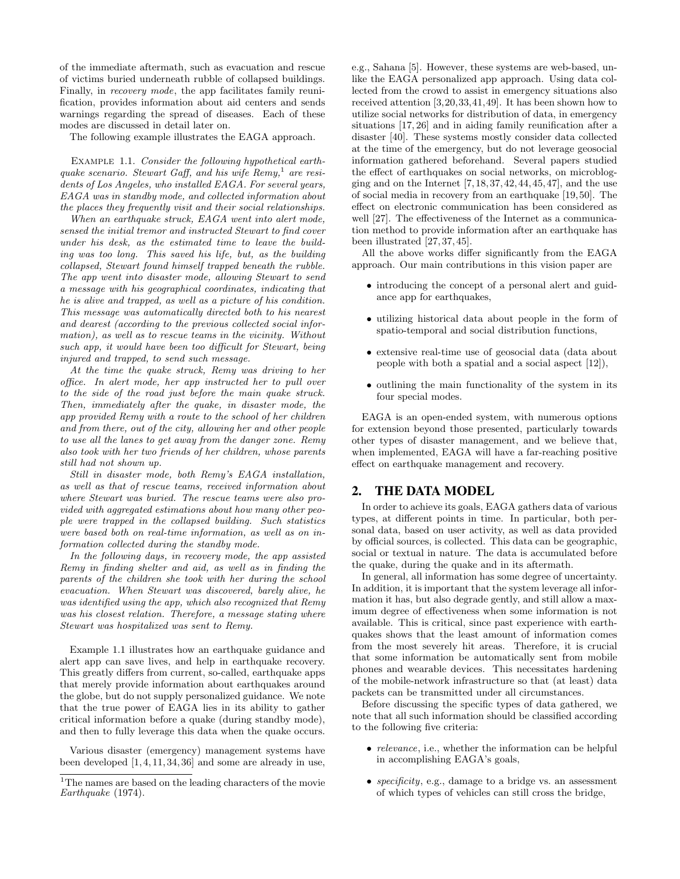of the immediate aftermath, such as evacuation and rescue of victims buried underneath rubble of collapsed buildings. Finally, in *recovery mode*, the app facilitates family reunification, provides information about aid centers and sends warnings regarding the spread of diseases. Each of these modes are discussed in detail later on.

The following example illustrates the EAGA approach.

Example 1.1. *Consider the following hypothetical earthquake scenario. Stewart Gaff, and his wife Remy,*[1] *are residents of Los Angeles, who installed EAGA. For several years, EAGA was in standby mode, and collected information about the places they frequently visit and their social relationships.*

*When an earthquake struck, EAGA went into alert mode, sensed the initial tremor and instructed Stewart to find cover under his desk, as the estimated time to leave the building was too long. This saved his life, but, as the building collapsed, Stewart found himself trapped beneath the rubble. The app went into disaster mode, allowing Stewart to send a message with his geographical coordinates, indicating that he is alive and trapped, as well as a picture of his condition. This message was automatically directed both to his nearest and dearest (according to the previous collected social information), as well as to rescue teams in the vicinity. Without such app, it would have been too difficult for Stewart, being injured and trapped, to send such message.*

*At the time the quake struck, Remy was driving to her office. In alert mode, her app instructed her to pull over to the side of the road just before the main quake struck. Then, immediately after the quake, in disaster mode, the app provided Remy with a route to the school of her children and from there, out of the city, allowing her and other people to use all the lanes to get away from the danger zone. Remy also took with her two friends of her children, whose parents still had not shown up.*

*Still in disaster mode, both Remy's EAGA installation, as well as that of rescue teams, received information about where Stewart was buried. The rescue teams were also provided with aggregated estimations about how many other people were trapped in the collapsed building. Such statistics were based both on real-time information, as well as on information collected during the standby mode.*

*In the following days, in recovery mode, the app assisted Remy in finding shelter and aid, as well as in finding the parents of the children she took with her during the school evacuation. When Stewart was discovered, barely alive, he was identified using the app, which also recognized that Remy was his closest relation. Therefore, a message stating where Stewart was hospitalized was sent to Remy.*

Example 1.1 illustrates how an earthquake guidance and alert app can save lives, and help in earthquake recovery. This greatly differs from current, so-called, earthquake apps that merely provide information about earthquakes around the globe, but do not supply personalized guidance. We note that the true power of EAGA lies in its ability to gather critical information before a quake (during standby mode), and then to fully leverage this data when the quake occurs.

Various disaster (emergency) management systems have been developed [1,4,11,34,36] and some are already in use, e.g., Sahana [5]. However, these systems are web-based, unlike the EAGA personalized app approach. Using data collected from the crowd to assist in emergency situations also received attention [3,20,33,41,49]. It has been shown how to utilize social networks for distribution of data, in emergency situations [17,26] and in aiding family reunification after a disaster [40]. These systems mostly consider data collected at the time of the emergency, but do not leverage geosocial information gathered beforehand. Several papers studied the effect of earthquakes on social networks, on microblogging and on the Internet [7,18,37,42,44,45,47], and the use of social media in recovery from an earthquake [19,50]. The effect on electronic communication has been considered as well [27]. The effectiveness of the Internet as a communication method to provide information after an earthquake has been illustrated [27,37,45].

All the above works differ significantly from the EAGA approach. Our main contributions in this vision paper are

- introducing the concept of a personal alert and guidance app for earthquakes,
- utilizing historical data about people in the form of spatio-temporal and social distribution functions,
- extensive real-time use of geosocial data (data about people with both a spatial and a social aspect [12]),
- outlining the main functionality of the system in its four special modes.

EAGA is an open-ended system, with numerous options for extension beyond those presented, particularly towards other types of disaster management, and we believe that, when implemented, EAGA will have a far-reaching positive effect on earthquake management and recovery.

## 2. THE DATA MODEL

In order to achieve its goals, EAGA gathers data of various types, at different points in time. In particular, both personal data, based on user activity, as well as data provided by official sources, is collected. This data can be geographic, social or textual in nature. The data is accumulated before the quake, during the quake and in its aftermath.

In general, all information has some degree of uncertainty. In addition, it is important that the system leverage all information it has, but also degrade gently, and still allow a maximum degree of effectiveness when some information is not available. This is critical, since past experience with earthquakes shows that the least amount of information comes from the most severely hit areas. Therefore, it is crucial that some information be automatically sent from mobile phones and wearable devices. This necessitates hardening of the mobile-network infrastructure so that (at least) data packets can be transmitted under all circumstances.

Before discussing the specific types of data gathered, we note that all such information should be classified according to the following five criteria:

- *relevance*, i.e., whether the information can be helpful in accomplishing EAGA's goals,
- *specificity*, e.g., damage to a bridge vs. an assessment of which types of vehicles can still cross the bridge,

[1] The names are based on the leading characters of the movie *Earthquake* (1974).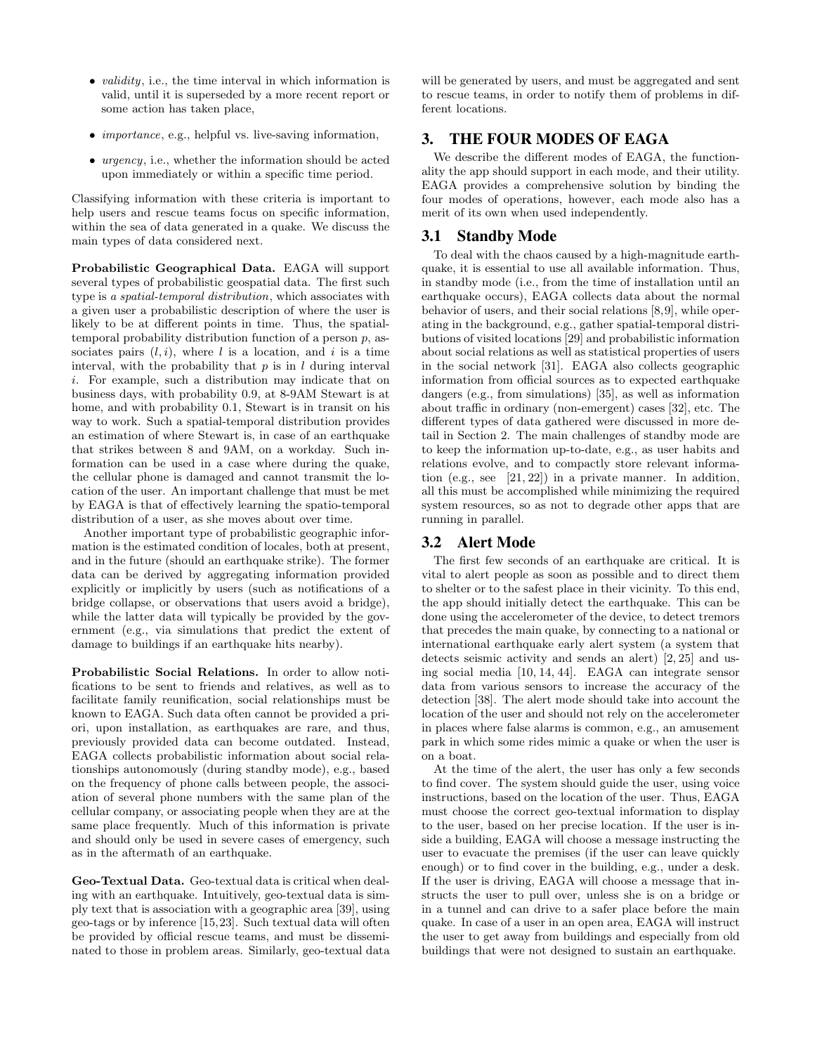- *validity*, i.e., the time interval in which information is valid, until it is superseded by a more recent report or some action has taken place,
- *importance*, e.g., helpful vs. live-saving information,
- *urgency*, i.e., whether the information should be acted upon immediately or within a specific time period.

Classifying information with these criteria is important to help users and rescue teams focus on specific information, within the sea of data generated in a quake. We discuss the main types of data considered next.

**Probabilistic Geographical Data.** EAGA will support several types of probabilistic geospatial data. The first such type is *a spatial-temporal distribution*, which associates with a given user a probabilistic description of where the user is likely to be at different points in time. Thus, the spatial-temporal probability distribution function of a person $p$, associates pairs $(l, i)$, where $l$ is a location, and $i$ is a time interval, with the probability that $p$ is in $l$ during interval $i$. For example, such a distribution may indicate that on business days, with probability 0.9, at 8-9AM Stewart is at home, and with probability 0.1, Stewart is in transit on his way to work. Such a spatial-temporal distribution provides an estimation of where Stewart is, in case of an earthquake that strikes between 8 and 9AM, on a workday. Such information can be used in a case where during the quake, the cellular phone is damaged and cannot transmit the location of the user. An important challenge that must be met by EAGA is that of effectively learning the spatio-temporal distribution of a user, as she moves about over time.

Another important type of probabilistic geographic information is the estimated condition of locales, both at present, and in the future (should an earthquake strike). The former data can be derived by aggregating information provided explicitly or implicitly by users (such as notifications of a bridge collapse, or observations that users avoid a bridge), while the latter data will typically be provided by the government (e.g., via simulations that predict the extent of damage to buildings if an earthquake hits nearby).

**Probabilistic Social Relations.** In order to allow notifications to be sent to friends and relatives, as well as to facilitate family reunification, social relationships must be known to EAGA. Such data often cannot be provided a priori, upon installation, as earthquakes are rare, and thus, previously provided data can become outdated. Instead, EAGA collects probabilistic information about social relationships autonomously (during standby mode), e.g., based on the frequency of phone calls between people, the association of several phone numbers with the same plan of the cellular company, or associating people when they are at the same place frequently. Much of this information is private and should only be used in severe cases of emergency, such as in the aftermath of an earthquake.

**Geo-Textual Data.** Geo-textual data is critical when dealing with an earthquake. Intuitively, geo-textual data is simply text that is association with a geographic area [39], using geo-tags or by inference [15,23]. Such textual data will often be provided by official rescue teams, and must be disseminated to those in problem areas. Similarly, geo-textual data will be generated by users, and must be aggregated and sent to rescue teams, in order to notify them of problems in different locations.

## 3. THE FOUR MODES OF EAGA

We describe the different modes of EAGA, the functionality the app should support in each mode, and their utility. EAGA provides a comprehensive solution by binding the four modes of operations, however, each mode also has a merit of its own when used independently.

### 3.1 Standby Mode

To deal with the chaos caused by a high-magnitude earthquake, it is essential to use all available information. Thus, in standby mode (i.e., from the time of installation until an earthquake occurs), EAGA collects data about the normal behavior of users, and their social relations [8,9], while operating in the background, e.g., gather spatial-temporal distributions of visited locations [29] and probabilistic information about social relations as well as statistical properties of users in the social network [31]. EAGA also collects geographic information from official sources as to expected earthquake dangers (e.g., from simulations) [35], as well as information about traffic in ordinary (non-emergent) cases [32], etc. The different types of data gathered were discussed in more detail in Section 2. The main challenges of standby mode are to keep the information up-to-date, e.g., as user habits and relations evolve, and to compactly store relevant information (e.g., see [21, 22]) in a private manner. In addition, all this must be accomplished while minimizing the required system resources, so as not to degrade other apps that are running in parallel.

### 3.2 Alert Mode

The first few seconds of an earthquake are critical. It is vital to alert people as soon as possible and to direct them to shelter or to the safest place in their vicinity. To this end, the app should initially detect the earthquake. This can be done using the accelerometer of the device, to detect tremors that precedes the main quake, by connecting to a national or international earthquake early alert system (a system that detects seismic activity and sends an alert) [2, 25] and using social media [10, 14, 44]. EAGA can integrate sensor data from various sensors to increase the accuracy of the detection [38]. The alert mode should take into account the location of the user and should not rely on the accelerometer in places where false alarms is common, e.g., an amusement park in which some rides mimic a quake or when the user is on a boat.

At the time of the alert, the user has only a few seconds to find cover. The system should guide the user, using voice instructions, based on the location of the user. Thus, EAGA must choose the correct geo-textual information to display to the user, based on her precise location. If the user is inside a building, EAGA will choose a message instructing the user to evacuate the premises (if the user can leave quickly enough) or to find cover in the building, e.g., under a desk. If the user is driving, EAGA will choose a message that instructs the user to pull over, unless she is on a bridge or in a tunnel and can drive to a safer place before the main quake. In case of a user in an open area, EAGA will instruct the user to get away from buildings and especially from old buildings that were not designed to sustain an earthquake.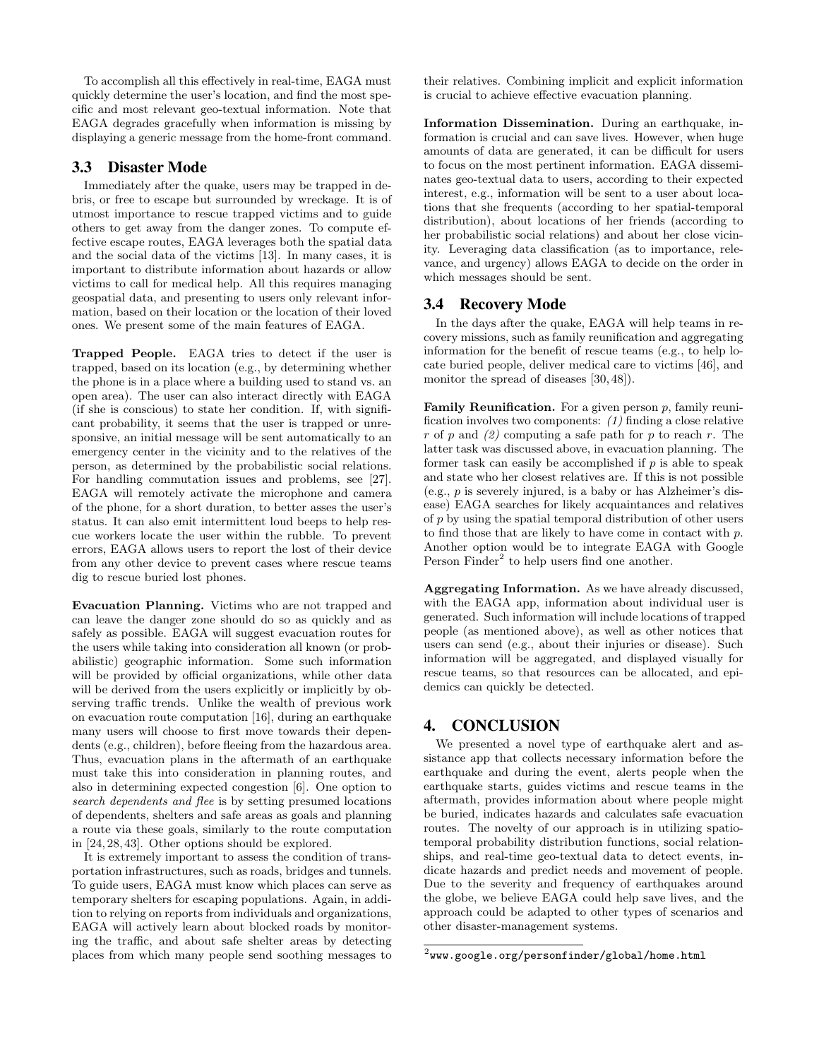To accomplish all this effectively in real-time, EAGA must quickly determine the user's location, and find the most specific and most relevant geo-textual information. Note that EAGA degrades gracefully when information is missing by displaying a generic message from the home-front command.

### 3.3 Disaster Mode

Immediately after the quake, users may be trapped in debris, or free to escape but surrounded by wreckage. It is of utmost importance to rescue trapped victims and to guide others to get away from the danger zones. To compute effective escape routes, EAGA leverages both the spatial data and the social data of the victims [13]. In many cases, it is important to distribute information about hazards or allow victims to call for medical help. All this requires managing geospatial data, and presenting to users only relevant information, based on their location or the location of their loved ones. We present some of the main features of EAGA.

**Trapped People.** EAGA tries to detect if the user is trapped, based on its location (e.g., by determining whether the phone is in a place where a building used to stand vs. an open area). The user can also interact directly with EAGA (if she is conscious) to state her condition. If, with significant probability, it seems that the user is trapped or unresponsive, an initial message will be sent automatically to an emergency center in the vicinity and to the relatives of the person, as determined by the probabilistic social relations. For handling commutation issues and problems, see [27]. EAGA will remotely activate the microphone and camera of the phone, for a short duration, to better asses the user's status. It can also emit intermittent loud beeps to help rescue workers locate the user within the rubble. To prevent errors, EAGA allows users to report the lost of their device from any other device to prevent cases where rescue teams dig to rescue buried lost phones.

**Evacuation Planning.** Victims who are not trapped and can leave the danger zone should do so as quickly and as safely as possible. EAGA will suggest evacuation routes for the users while taking into consideration all known (or probabilistic) geographic information. Some such information will be provided by official organizations, while other data will be derived from the users explicitly or implicitly by observing traffic trends. Unlike the wealth of previous work on evacuation route computation [16], during an earthquake many users will choose to first move towards their dependents (e.g., children), before fleeing from the hazardous area. Thus, evacuation plans in the aftermath of an earthquake must take this into consideration in planning routes, and also in determining expected congestion [6]. One option to *search dependents and flee* is by setting presumed locations of dependents, shelters and safe areas as goals and planning a route via these goals, similarly to the route computation in [24, 28, 43]. Other options should be explored.

It is extremely important to assess the condition of transportation infrastructures, such as roads, bridges and tunnels. To guide users, EAGA must know which places can serve as temporary shelters for escaping populations. Again, in addition to relying on reports from individuals and organizations, EAGA will actively learn about blocked roads by monitoring the traffic, and about safe shelter areas by detecting places from which many people send soothing messages to their relatives. Combining implicit and explicit information is crucial to achieve effective evacuation planning.

**Information Dissemination.** During an earthquake, information is crucial and can save lives. However, when huge amounts of data are generated, it can be difficult for users to focus on the most pertinent information. EAGA disseminates geo-textual data to users, according to their expected interest, e.g., information will be sent to a user about locations that she frequents (according to her spatial-temporal distribution), about locations of her friends (according to her probabilistic social relations) and about her close vicinity. Leveraging data classification (as to importance, relevance, and urgency) allows EAGA to decide on the order in which messages should be sent.

### 3.4 Recovery Mode

In the days after the quake, EAGA will help teams in recovery missions, such as family reunification and aggregating information for the benefit of rescue teams (e.g., to help locate buried people, deliver medical care to victims [46], and monitor the spread of diseases [30, 48]).

**Family Reunification.** For a given person $p$, family reunification involves two components: *(1)* finding a close relative $r$ of $p$ and *(2)* computing a safe path for $p$ to reach $r$. The latter task was discussed above, in evacuation planning. The former task can easily be accomplished if $p$ is able to speak and state who her closest relatives are. If this is not possible (e.g., $p$ is severely injured, is a baby or has Alzheimer's disease) EAGA searches for likely acquaintances and relatives of $p$ by using the spatial temporal distribution of other users to find those that are likely to have come in contact with $p$. Another option would be to integrate EAGA with Google Person Finder[2] to help users find one another.

**Aggregating Information.** As we have already discussed, with the EAGA app, information about individual user is generated. Such information will include locations of trapped people (as mentioned above), as well as other notices that users can send (e.g., about their injuries or disease). Such information will be aggregated, and displayed visually for rescue teams, so that resources can be allocated, and epidemics can quickly be detected.

## 4. CONCLUSION

We presented a novel type of earthquake alert and assistance app that collects necessary information before the earthquake and during the event, alerts people when the earthquake starts, guides victims and rescue teams in the aftermath, provides information about where people might be buried, indicates hazards and calculates safe evacuation routes. The novelty of our approach is in utilizing spatio-temporal probability distribution functions, social relationships, and real-time geo-textual data to detect events, indicate hazards and predict needs and movement of people. Due to the severity and frequency of earthquakes around the globe, we believe EAGA could help save lives, and the approach could be adapted to other types of scenarios and other disaster-management systems.

[2] www.google.org/personfinder/global/home.html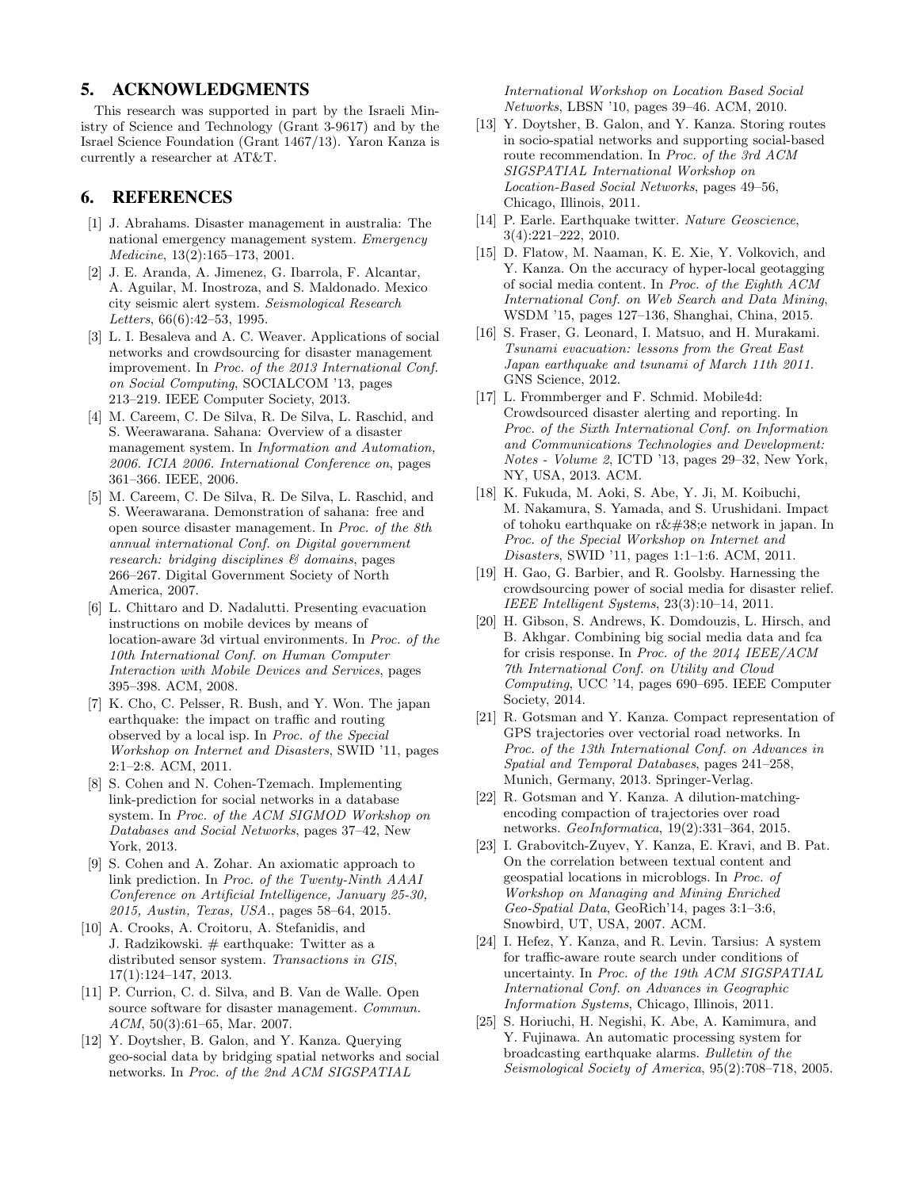## 5. ACKNOWLEDGMENTS

This research was supported in part by the Israeli Ministry of Science and Technology (Grant 3-9617) and by the Israel Science Foundation (Grant 1467/13). Yaron Kanza is currently a researcher at AT&T.

## 6. REFERENCES

[1] J. Abrahams. Disaster management in australia: The national emergency management system. *Emergency Medicine*, 13(2):165–173, 2001.

[2] J. E. Aranda, A. Jimenez, G. Ibarrola, F. Alcantar, A. Aguilar, M. Inostroza, and S. Maldonado. Mexico city seismic alert system. *Seismological Research Letters*, 66(6):42–53, 1995.

[3] L. I. Besaleva and A. C. Weaver. Applications of social networks and crowdsourcing for disaster management improvement. In *Proc. of the 2013 International Conf. on Social Computing*, SOCIALCOM '13, pages 213–219. IEEE Computer Society, 2013.

[4] M. Careem, C. De Silva, R. De Silva, L. Raschid, and S. Weerawarana. Sahana: Overview of a disaster management system. In *Information and Automation, 2006. ICIA 2006. International Conference on*, pages 361–366. IEEE, 2006.

[5] M. Careem, C. De Silva, R. De Silva, L. Raschid, and S. Weerawarana. Demonstration of sahana: free and open source disaster management. In *Proc. of the 8th annual international Conf. on Digital government research: bridging disciplines & domains*, pages 266–267. Digital Government Society of North America, 2007.

[6] L. Chittaro and D. Nadalutti. Presenting evacuation instructions on mobile devices by means of location-aware 3d virtual environments. In *Proc. of the 10th International Conf. on Human Computer Interaction with Mobile Devices and Services*, pages 395–398. ACM, 2008.

[7] K. Cho, C. Pelsser, R. Bush, and Y. Won. The japan earthquake: the impact on traffic and routing observed by a local isp. In *Proc. of the Special Workshop on Internet and Disasters*, SWID '11, pages 2:1–2:8. ACM, 2011.

[8] S. Cohen and N. Cohen-Tzemach. Implementing link-prediction for social networks in a database system. In *Proc. of the ACM SIGMOD Workshop on Databases and Social Networks*, pages 37–42, New York, 2013.

[9] S. Cohen and A. Zohar. An axiomatic approach to link prediction. In *Proc. of the Twenty-Ninth AAAI Conference on Artificial Intelligence, January 25-30, 2015, Austin, Texas, USA.*, pages 58–64, 2015.

[10] A. Crooks, A. Croitoru, A. Stefanidis, and J. Radzikowski. # earthquake: Twitter as a distributed sensor system. *Transactions in GIS*, 17(1):124–147, 2013.

[11] P. Currion, C. d. Silva, and B. Van de Walle. Open source software for disaster management. *Commun. ACM*, 50(3):61–65, Mar. 2007.

[12] Y. Doytsher, B. Galon, and Y. Kanza. Querying geo-social data by bridging spatial networks and social networks. In *Proc. of the 2nd ACM SIGSPATIAL International Workshop on Location Based Social Networks*, LBSN '10, pages 39–46. ACM, 2010.

[13] Y. Doytsher, B. Galon, and Y. Kanza. Storing routes in socio-spatial networks and supporting social-based route recommendation. In *Proc. of the 3rd ACM SIGSPATIAL International Workshop on Location-Based Social Networks*, pages 49–56, Chicago, Illinois, 2011.

[14] P. Earle. Earthquake twitter. *Nature Geoscience*, 3(4):221–222, 2010.

[15] D. Flatow, M. Naaman, K. E. Xie, Y. Volkovich, and Y. Kanza. On the accuracy of hyper-local geotagging of social media content. In *Proc. of the Eighth ACM International Conf. on Web Search and Data Mining*, WSDM '15, pages 127–136, Shanghai, China, 2015.

[16] S. Fraser, G. Leonard, I. Matsuo, and H. Murakami. *Tsunami evacuation: lessons from the Great East Japan earthquake and tsunami of March 11th 2011.* GNS Science, 2012.

[17] L. Frommberger and F. Schmid. Mobile4d: Crowdsourced disaster alerting and reporting. In *Proc. of the Sixth International Conf. on Information and Communications Technologies and Development: Notes - Volume 2*, ICTD '13, pages 29–32, New York, NY, USA, 2013. ACM.

[18] K. Fukuda, M. Aoki, S. Abe, Y. Ji, M. Koibuchi, M. Nakamura, S. Yamada, and S. Urushidani. Impact of tohoku earthquake on r&#38;e network in japan. In *Proc. of the Special Workshop on Internet and Disasters*, SWID '11, pages 1:1–1:6. ACM, 2011.

[19] H. Gao, G. Barbier, and R. Goolsby. Harnessing the crowdsourcing power of social media for disaster relief. *IEEE Intelligent Systems*, 23(3):10–14, 2011.

[20] H. Gibson, S. Andrews, K. Domdouzis, L. Hirsch, and B. Akhgar. Combining big social media data and fca for crisis response. In *Proc. of the 2014 IEEE/ACM 7th International Conf. on Utility and Cloud Computing*, UCC '14, pages 690–695. IEEE Computer Society, 2014.

[21] R. Gotsman and Y. Kanza. Compact representation of GPS trajectories over vectorial road networks. In *Proc. of the 13th International Conf. on Advances in Spatial and Temporal Databases*, pages 241–258, Munich, Germany, 2013. Springer-Verlag.

[22] R. Gotsman and Y. Kanza. A dilution-matching-encoding compaction of trajectories over road networks. *GeoInformatica*, 19(2):331–364, 2015.

[23] I. Grabovitch-Zuyev, Y. Kanza, E. Kravi, and B. Pat. On the correlation between textual content and geospatial locations in microblogs. In *Proc. of Workshop on Managing and Mining Enriched Geo-Spatial Data*, GeoRich'14, pages 3:1–3:6, Snowbird, UT, USA, 2007. ACM.

[24] I. Hefez, Y. Kanza, and R. Levin. Tarsius: A system for traffic-aware route search under conditions of uncertainty. In *Proc. of the 19th ACM SIGSPATIAL International Conf. on Advances in Geographic Information Systems*, Chicago, Illinois, 2011.

[25] S. Horiuchi, H. Negishi, K. Abe, A. Kamimura, and Y. Fujinawa. An automatic processing system for broadcasting earthquake alarms. *Bulletin of the Seismological Society of America*, 95(2):708–718, 2005.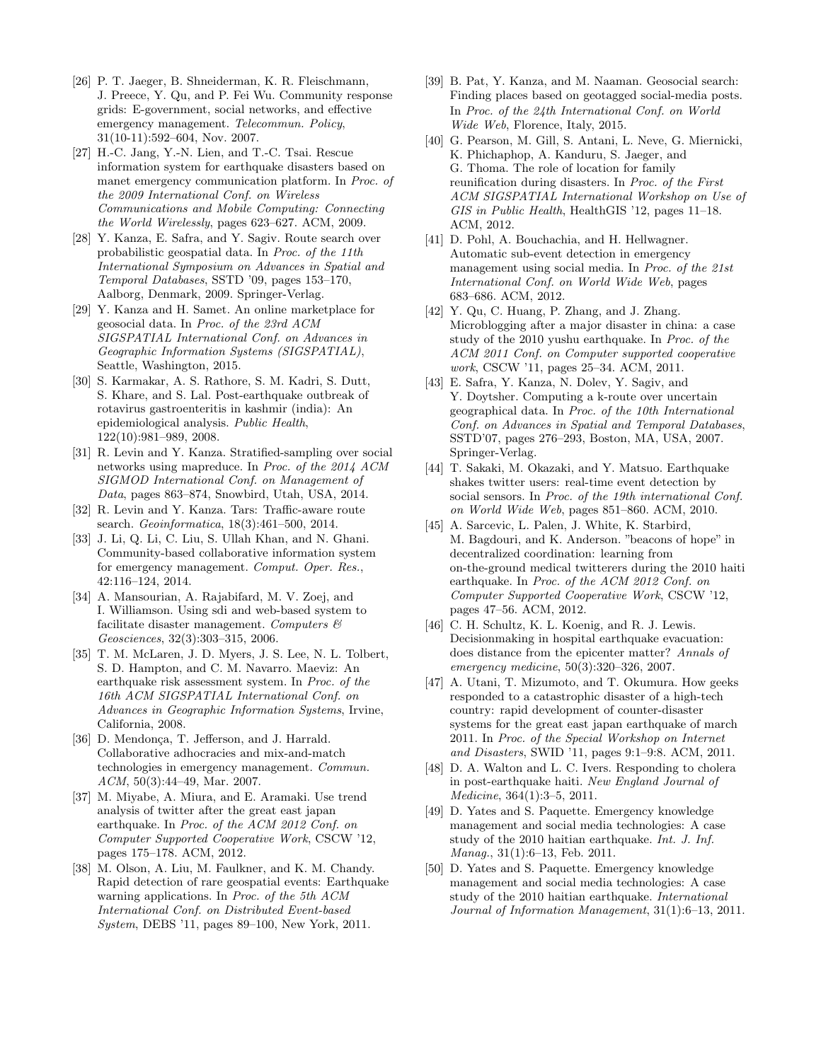[26] P. T. Jaeger, B. Shneiderman, K. R. Fleischmann, J. Preece, Y. Qu, and P. Fei Wu. Community response grids: E-government, social networks, and effective emergency management. *Telecommun. Policy*, 31(10-11):592–604, Nov. 2007.

[27] H.-C. Jang, Y.-N. Lien, and T.-C. Tsai. Rescue information system for earthquake disasters based on manet emergency communication platform. In *Proc. of the 2009 International Conf. on Wireless Communications and Mobile Computing: Connecting the World Wirelessly*, pages 623–627. ACM, 2009.

[28] Y. Kanza, E. Safra, and Y. Sagiv. Route search over probabilistic geospatial data. In *Proc. of the 11th International Symposium on Advances in Spatial and Temporal Databases*, SSTD '09, pages 153–170, Aalborg, Denmark, 2009. Springer-Verlag.

[29] Y. Kanza and H. Samet. An online marketplace for geosocial data. In *Proc. of the 23rd ACM SIGSPATIAL International Conf. on Advances in Geographic Information Systems (SIGSPATIAL)*, Seattle, Washington, 2015.

[30] S. Karmakar, A. S. Rathore, S. M. Kadri, S. Dutt, S. Khare, and S. Lal. Post-earthquake outbreak of rotavirus gastroenteritis in kashmir (india): An epidemiological analysis. *Public Health*, 122(10):981–989, 2008.

[31] R. Levin and Y. Kanza. Stratified-sampling over social networks using mapreduce. In *Proc. of the 2014 ACM SIGMOD International Conf. on Management of Data*, pages 863–874, Snowbird, Utah, USA, 2014.

[32] R. Levin and Y. Kanza. Tars: Traffic-aware route search. *Geoinformatica*, 18(3):461–500, 2014.

[33] J. Li, Q. Li, C. Liu, S. Ullah Khan, and N. Ghani. Community-based collaborative information system for emergency management. *Comput. Oper. Res.*, 42:116–124, 2014.

[34] A. Mansourian, A. Rajabifard, M. V. Zoej, and I. Williamson. Using sdi and web-based system to facilitate disaster management. *Computers & Geosciences*, 32(3):303–315, 2006.

[35] T. M. McLaren, J. D. Myers, J. S. Lee, N. L. Tolbert, S. D. Hampton, and C. M. Navarro. Maeviz: An earthquake risk assessment system. In *Proc. of the 16th ACM SIGSPATIAL International Conf. on Advances in Geographic Information Systems*, Irvine, California, 2008.

[36] D. Mendonça, T. Jefferson, and J. Harrald. Collaborative adhocracies and mix-and-match technologies in emergency management. *Commun. ACM*, 50(3):44–49, Mar. 2007.

[37] M. Miyabe, A. Miura, and E. Aramaki. Use trend analysis of twitter after the great east japan earthquake. In *Proc. of the ACM 2012 Conf. on Computer Supported Cooperative Work*, CSCW '12, pages 175–178. ACM, 2012.

[38] M. Olson, A. Liu, M. Faulkner, and K. M. Chandy. Rapid detection of rare geospatial events: Earthquake warning applications. In *Proc. of the 5th ACM International Conf. on Distributed Event-based System*, DEBS '11, pages 89–100, New York, 2011.

[39] B. Pat, Y. Kanza, and M. Naaman. Geosocial search: Finding places based on geotagged social-media posts. In *Proc. of the 24th International Conf. on World Wide Web*, Florence, Italy, 2015.

[40] G. Pearson, M. Gill, S. Antani, L. Neve, G. Miernicki, K. Phichaphop, A. Kanduru, S. Jaeger, and G. Thoma. The role of location for family reunification during disasters. In *Proc. of the First ACM SIGSPATIAL International Workshop on Use of GIS in Public Health*, HealthGIS '12, pages 11–18. ACM, 2012.

[41] D. Pohl, A. Bouchachia, and H. Hellwagner. Automatic sub-event detection in emergency management using social media. In *Proc. of the 21st International Conf. on World Wide Web*, pages 683–686. ACM, 2012.

[42] Y. Qu, C. Huang, P. Zhang, and J. Zhang. Microblogging after a major disaster in china: a case study of the 2010 yushu earthquake. In *Proc. of the ACM 2011 Conf. on Computer supported cooperative work*, CSCW '11, pages 25–34. ACM, 2011.

[43] E. Safra, Y. Kanza, N. Dolev, Y. Sagiv, and Y. Doytsher. Computing a k-route over uncertain geographical data. In *Proc. of the 10th International Conf. on Advances in Spatial and Temporal Databases*, SSTD'07, pages 276–293, Boston, MA, USA, 2007. Springer-Verlag.

[44] T. Sakaki, M. Okazaki, and Y. Matsuo. Earthquake shakes twitter users: real-time event detection by social sensors. In *Proc. of the 19th international Conf. on World Wide Web*, pages 851–860. ACM, 2010.

[45] A. Sarcevic, L. Palen, J. White, K. Starbird, M. Bagdouri, and K. Anderson. "beacons of hope" in decentralized coordination: learning from on-the-ground medical twitterers during the 2010 haiti earthquake. In *Proc. of the ACM 2012 Conf. on Computer Supported Cooperative Work*, CSCW '12, pages 47–56. ACM, 2012.

[46] C. H. Schultz, K. L. Koenig, and R. J. Lewis. Decisionmaking in hospital earthquake evacuation: does distance from the epicenter matter? *Annals of emergency medicine*, 50(3):320–326, 2007.

[47] A. Utani, T. Mizumoto, and T. Okumura. How geeks responded to a catastrophic disaster of a high-tech country: rapid development of counter-disaster systems for the great east japan earthquake of march 2011. In *Proc. of the Special Workshop on Internet and Disasters*, SWID '11, pages 9:1–9:8. ACM, 2011.

[48] D. A. Walton and L. C. Ivers. Responding to cholera in post-earthquake haiti. *New England Journal of Medicine*, 364(1):3–5, 2011.

[49] D. Yates and S. Paquette. Emergency knowledge management and social media technologies: A case study of the 2010 haitian earthquake. *Int. J. Inf. Manag.*, 31(1):6–13, Feb. 2011.

[50] D. Yates and S. Paquette. Emergency knowledge management and social media technologies: A case study of the 2010 haitian earthquake. *International Journal of Information Management*, 31(1):6–13, 2011.